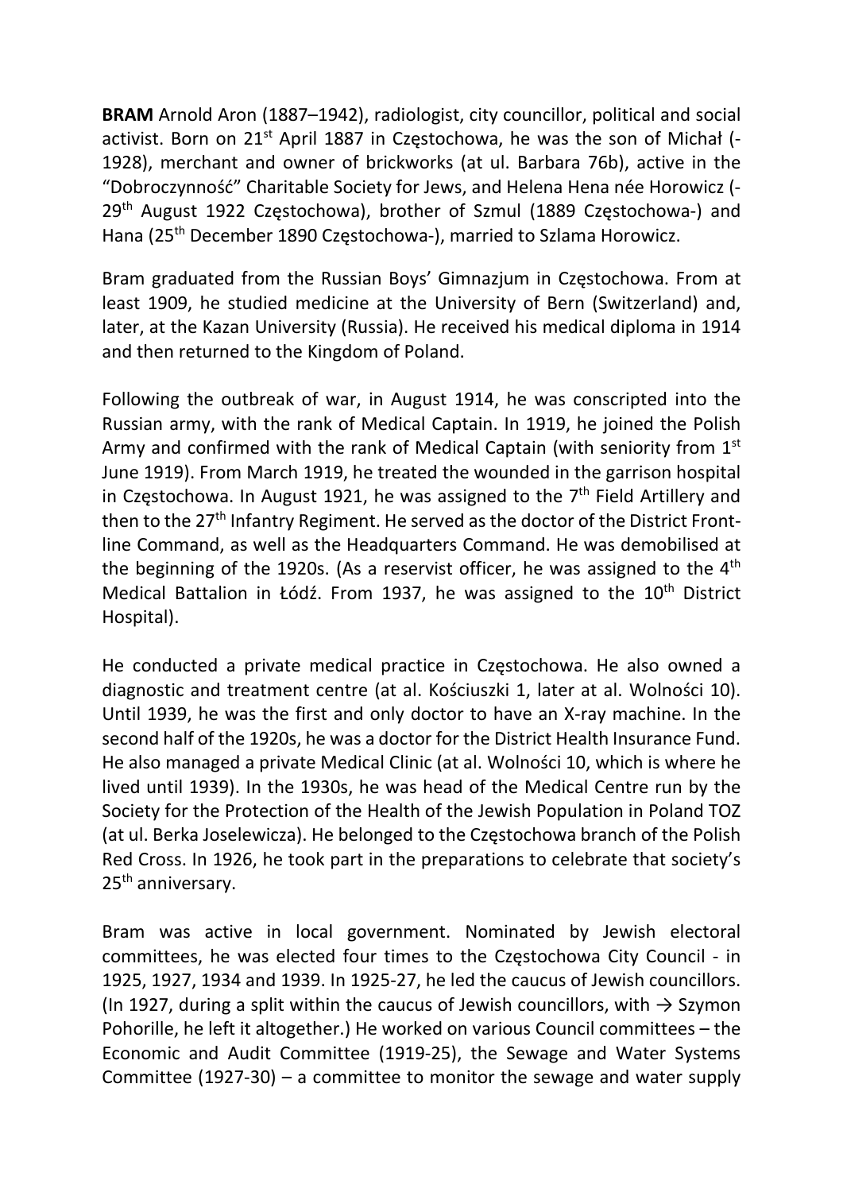**BRAM** Arnold Aron (1887–1942), radiologist, city councillor, political and social activist. Born on 21st April 1887 in Częstochowa, he was the son of Michał (-1928), merchant and owner of brickworks (at ul. Barbara 76b), active in the "Dobroczynność" Charitable Society for Jews, and Helena Hena née Horowicz (-29th August 1922 Częstochowa), brother of Szmul (1889 Częstochowa-) and Hana (25th December 1890 Częstochowa-), married to Szlama Horowicz.

Bram graduated from the Russian Boys' Gimnazjum in Częstochowa. From at least 1909, he studied medicine at the University of Bern (Switzerland) and, later, at the Kazan University (Russia). He received his medical diploma in 1914 and then returned to the Kingdom of Poland.

Following the outbreak of war, in August 1914, he was conscripted into the Russian army, with the rank of Medical Captain. In 1919, he joined the Polish Army and confirmed with the rank of Medical Captain (with seniority from 1st June 1919). From March 1919, he treated the wounded in the garrison hospital in Częstochowa. In August 1921, he was assigned to the 7th Field Artillery and then to the 27th Infantry Regiment. He served as the doctor of the District Front-line Command, as well as the Headquarters Command. He was demobilised at the beginning of the 1920s. (As a reservist officer, he was assigned to the 4th Medical Battalion in Łódź. From 1937, he was assigned to the 10th District Hospital).

He conducted a private medical practice in Częstochowa. He also owned a diagnostic and treatment centre (at al. Kościuszki 1, later at al. Wolności 10). Until 1939, he was the first and only doctor to have an X-ray machine. In the second half of the 1920s, he was a doctor for the District Health Insurance Fund. He also managed a private Medical Clinic (at al. Wolności 10, which is where he lived until 1939). In the 1930s, he was head of the Medical Centre run by the Society for the Protection of the Health of the Jewish Population in Poland TOZ (at ul. Berka Joselewicza). He belonged to the Częstochowa branch of the Polish Red Cross. In 1926, he took part in the preparations to celebrate that society's 25th anniversary.

Bram was active in local government. Nominated by Jewish electoral committees, he was elected four times to the Częstochowa City Council - in 1925, 1927, 1934 and 1939. In 1925-27, he led the caucus of Jewish councillors. (In 1927, during a split within the caucus of Jewish councillors, with → Szymon Pohorille, he left it altogether.) He worked on various Council committees – the Economic and Audit Committee (1919-25), the Sewage and Water Systems Committee (1927-30) – a committee to monitor the sewage and water supply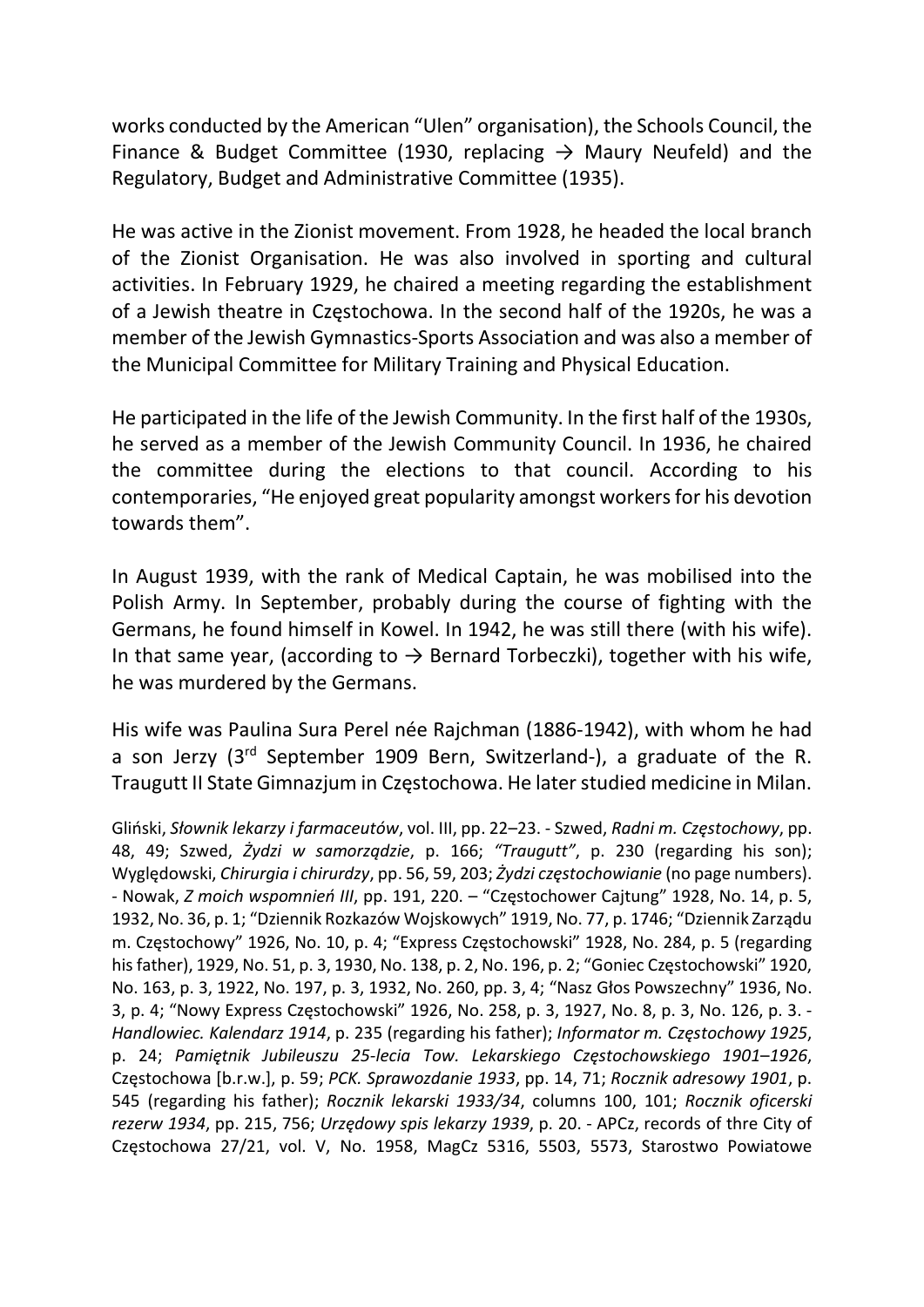works conducted by the American "Ulen" organisation), the Schools Council, the Finance & Budget Committee (1930, replacing → Maury Neufeld) and the Regulatory, Budget and Administrative Committee (1935).

He was active in the Zionist movement. From 1928, he headed the local branch of the Zionist Organisation. He was also involved in sporting and cultural activities. In February 1929, he chaired a meeting regarding the establishment of a Jewish theatre in Częstochowa. In the second half of the 1920s, he was a member of the Jewish Gymnastics-Sports Association and was also a member of the Municipal Committee for Military Training and Physical Education.

He participated in the life of the Jewish Community. In the first half of the 1930s, he served as a member of the Jewish Community Council. In 1936, he chaired the committee during the elections to that council. According to his contemporaries, "He enjoyed great popularity amongst workers for his devotion towards them".

In August 1939, with the rank of Medical Captain, he was mobilised into the Polish Army. In September, probably during the course of fighting with the Germans, he found himself in Kowel. In 1942, he was still there (with his wife). In that same year, (according to → Bernard Torbeczki), together with his wife, he was murdered by the Germans.

His wife was Paulina Sura Perel née Rajchman (1886-1942), with whom he had a son Jerzy (3rd September 1909 Bern, Switzerland-), a graduate of the R. Traugutt II State Gimnazjum in Częstochowa. He later studied medicine in Milan.

Gliński, *Słownik lekarzy i farmaceutów*, vol. III, pp. 22–23. - Szwed, *Radni m. Częstochowy*, pp. 48, 49; Szwed, *Żydzi w samorządzie*, p. 166; *"Traugutt"*, p. 230 (regarding his son); Wyględowski, *Chirurgia i chirurdzy*, pp. 56, 59, 203; *Żydzi częstochowianie* (no page numbers). - Nowak, *Z moich wspomnień III*, pp. 191, 220. – "Częstochower Cajtung" 1928, No. 14, p. 5, 1932, No. 36, p. 1; "Dziennik Rozkazów Wojskowych" 1919, No. 77, p. 1746; "Dziennik Zarządu m. Częstochowy" 1926, No. 10, p. 4; "Express Częstochowski" 1928, No. 284, p. 5 (regarding his father), 1929, No. 51, p. 3, 1930, No. 138, p. 2, No. 196, p. 2; "Goniec Częstochowski" 1920, No. 163, p. 3, 1922, No. 197, p. 3, 1932, No. 260, pp. 3, 4; "Nasz Głos Powszechny" 1936, No. 3, p. 4; "Nowy Express Częstochowski" 1926, No. 258, p. 3, 1927, No. 8, p. 3, No. 126, p. 3. - *Handlowiec. Kalendarz 1914*, p. 235 (regarding his father); *Informator m. Częstochowy 1925*, p. 24; *Pamiętnik Jubileuszu 25-lecia Tow. Lekarskiego Częstochowskiego 1901–1926*, Częstochowa [b.r.w.], p. 59; *PCK. Sprawozdanie 1933*, pp. 14, 71; *Rocznik adresowy 1901*, p. 545 (regarding his father); *Rocznik lekarski 1933/34*, columns 100, 101; *Rocznik oficerski rezerw 1934*, pp. 215, 756; *Urzędowy spis lekarzy 1939*, p. 20. - APCz, records of thre City of Częstochowa 27/21, vol. V, No. 1958, MagCz 5316, 5503, 5573, Starostwo Powiatowe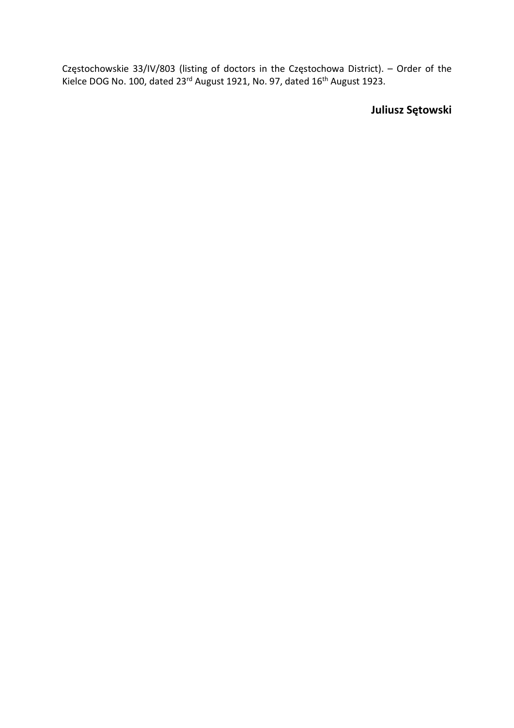Częstochowskie 33/IV/803 (listing of doctors in the Częstochowa District). – Order of the Kielce DOG No. 100, dated 23rd August 1921, No. 97, dated 16th August 1923.

**Juliusz Sętowski**